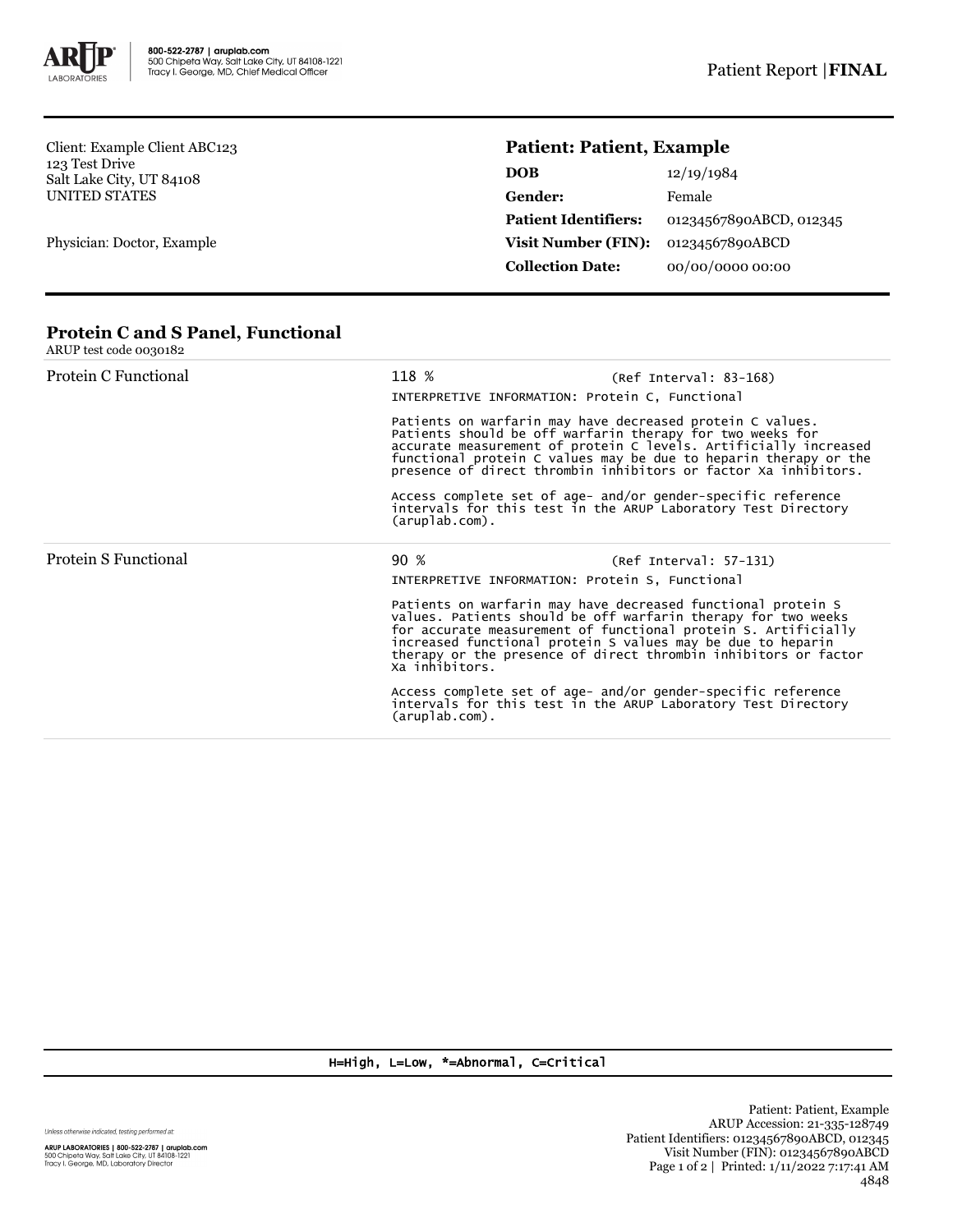800-522-2787 | aruplab.com
500 Chipeta Way, Salt Lake City, UT 84108-1221
Tracy I. George, MD, Chief Medical Officer

Patient Report | **FINAL**

Client: Example Client ABC123
123 Test Drive
Salt Lake City, UT 84108
UNITED STATES

Physician: Doctor, Example

**Patient: Patient, Example**

| | |
|---|---|
| **DOB** | 12/19/1984 |
| **Gender:** | Female |
| **Patient Identifiers:** | 01234567890ABCD, 012345 |
| **Visit Number (FIN):** | 01234567890ABCD |
| **Collection Date:** | 00/00/0000 00:00 |

## Protein C and S Panel, Functional

ARUP test code 0030182

| Test | Result |
|---|---|
| Protein C Functional | 118 % (Ref Interval: 83-168)<br><br>INTERPRETIVE INFORMATION: Protein C, Functional<br><br>Patients on warfarin may have decreased protein C values. Patients should be off warfarin therapy for two weeks for accurate measurement of protein C levels. Artificially increased functional protein C values may be due to heparin therapy or the presence of direct thrombin inhibitors or factor Xa inhibitors.<br><br>Access complete set of age- and/or gender-specific reference intervals for this test in the ARUP Laboratory Test Directory (aruplab.com). |
| Protein S Functional | 90 % (Ref Interval: 57-131)<br><br>INTERPRETIVE INFORMATION: Protein S, Functional<br><br>Patients on warfarin may have decreased functional protein S values. Patients should be off warfarin therapy for two weeks for accurate measurement of functional protein S. Artificially increased functional protein S values may be due to heparin therapy or the presence of direct thrombin inhibitors or factor Xa inhibitors.<br><br>Access complete set of age- and/or gender-specific reference intervals for this test in the ARUP Laboratory Test Directory (aruplab.com). |

H=High, L=Low, *=Abnormal, C=Critical

*Unless otherwise indicated, testing performed at:*

**ARUP LABORATORIES | 800-522-2787 | aruplab.com**
500 Chipeta Way, Salt Lake City, UT 84108-1221
Tracy I. George, MD, Laboratory Director

Patient: Patient, Example
ARUP Accession: 21-335-128749
Patient Identifiers: 01234567890ABCD, 012345
Visit Number (FIN): 01234567890ABCD
Printed: 1/11/2022 7:17:41 AM
4848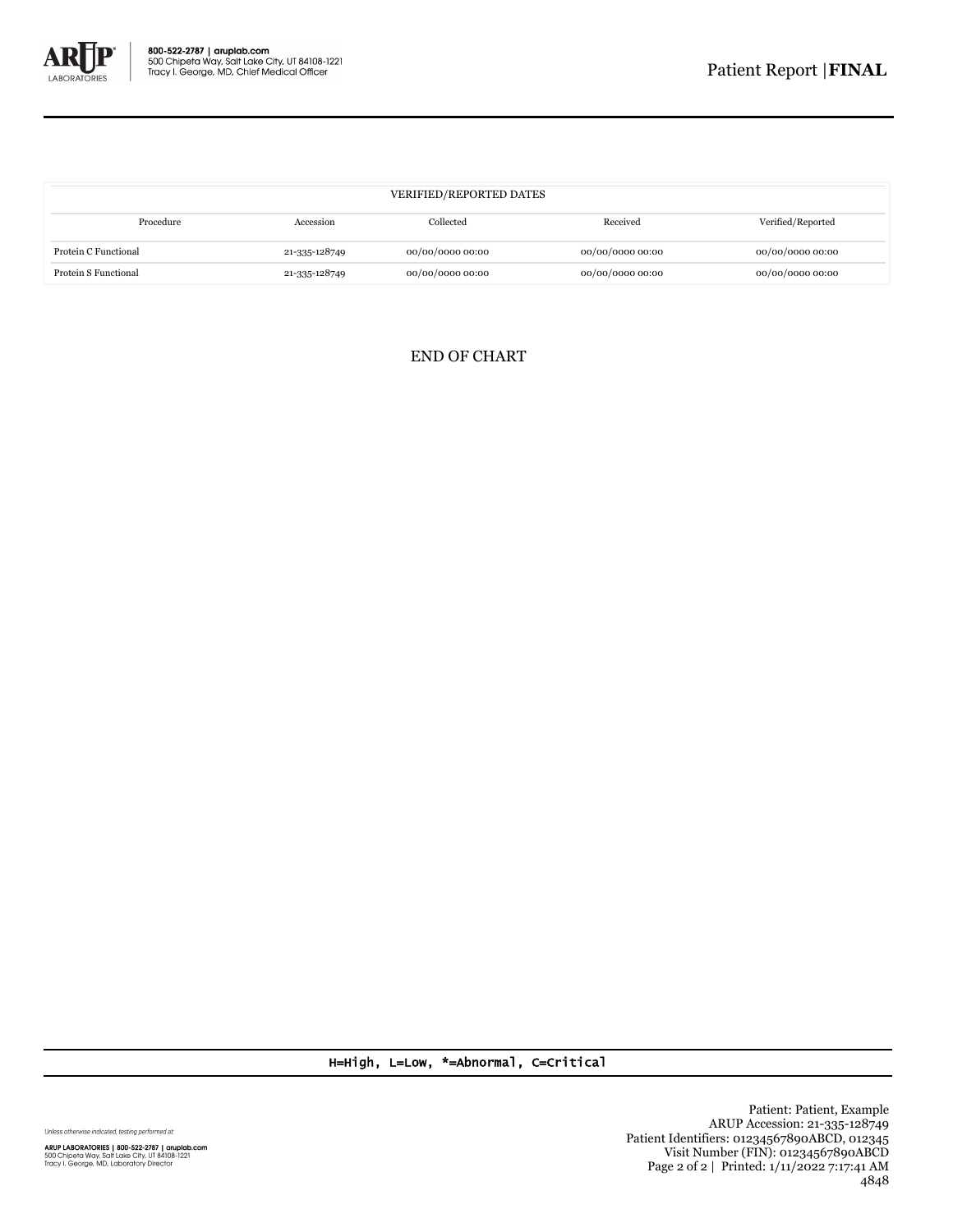| VERIFIED/REPORTED DATES | | | | |
|---|---|---|---|---|
| Procedure | Accession | Collected | Received | Verified/Reported |
| Protein C Functional | 21-335-128749 | 00/00/0000 00:00 | 00/00/0000 00:00 | 00/00/0000 00:00 |
| Protein S Functional | 21-335-128749 | 00/00/0000 00:00 | 00/00/0000 00:00 | 00/00/0000 00:00 |

END OF CHART

H=High, L=Low, *=Abnormal, C=Critical